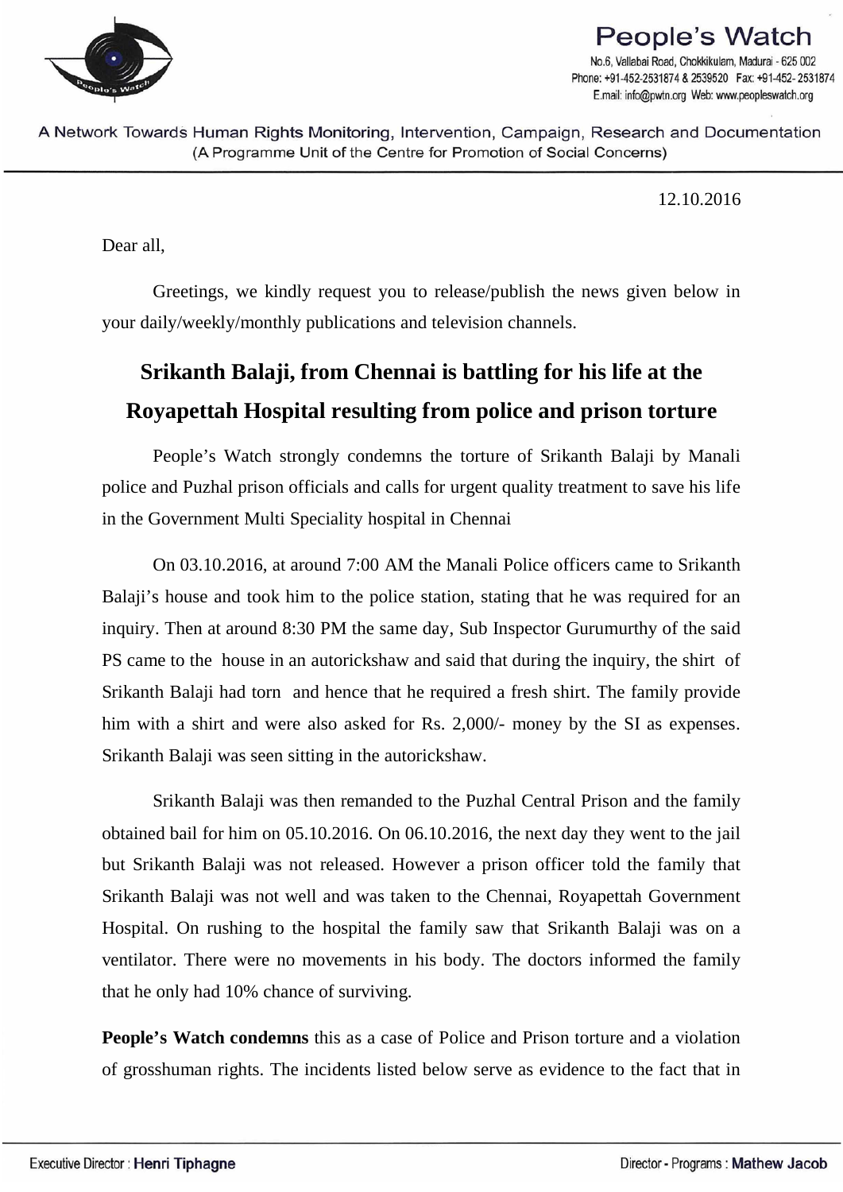# People's Watch

No.6, Vallabai Road, Chokkikulam, Madurai - 625 002
Phone: +91-452-2531874 & 2539520 Fax: +91-452- 2531874
E.mail: info@pwtn.org Web: www.peopleswatch.org

A Network Towards Human Rights Monitoring, Intervention, Campaign, Research and Documentation
(A Programme Unit of the Centre for Promotion of Social Concerns)

12.10.2016

Dear all,

Greetings, we kindly request you to release/publish the news given below in your daily/weekly/monthly publications and television channels.

## Srikanth Balaji, from Chennai is battling for his life at the Royapettah Hospital resulting from police and prison torture

People's Watch strongly condemns the torture of Srikanth Balaji by Manali police and Puzhal prison officials and calls for urgent quality treatment to save his life in the Government Multi Speciality hospital in Chennai

On 03.10.2016, at around 7:00 AM the Manali Police officers came to Srikanth Balaji's house and took him to the police station, stating that he was required for an inquiry. Then at around 8:30 PM the same day, Sub Inspector Gurumurthy of the said PS came to the house in an autorickshaw and said that during the inquiry, the shirt of Srikanth Balaji had torn and hence that he required a fresh shirt. The family provide him with a shirt and were also asked for Rs. 2,000/- money by the SI as expenses. Srikanth Balaji was seen sitting in the autorickshaw.

Srikanth Balaji was then remanded to the Puzhal Central Prison and the family obtained bail for him on 05.10.2016. On 06.10.2016, the next day they went to the jail but Srikanth Balaji was not released. However a prison officer told the family that Srikanth Balaji was not well and was taken to the Chennai, Royapettah Government Hospital. On rushing to the hospital the family saw that Srikanth Balaji was on a ventilator. There were no movements in his body. The doctors informed the family that he only had 10% chance of surviving.

**People's Watch condemns** this as a case of Police and Prison torture and a violation of grosshuman rights. The incidents listed below serve as evidence to the fact that in

Executive Director : **Henri Tiphagne**    Director - Programs : **Mathew Jacob**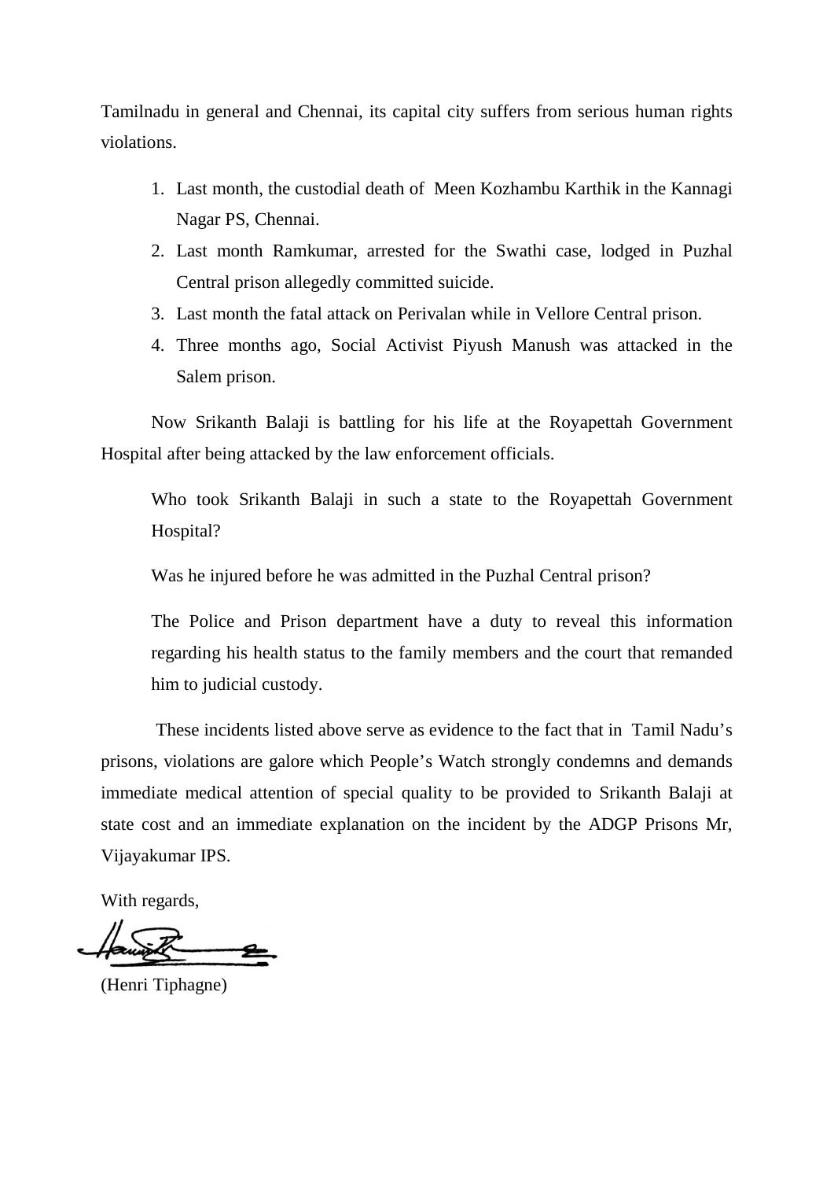Tamilnadu in general and Chennai, its capital city suffers from serious human rights violations.

1. Last month, the custodial death of Meen Kozhambu Karthik in the Kannagi Nagar PS, Chennai.
2. Last month Ramkumar, arrested for the Swathi case, lodged in Puzhal Central prison allegedly committed suicide.
3. Last month the fatal attack on Perivalan while in Vellore Central prison.
4. Three months ago, Social Activist Piyush Manush was attacked in the Salem prison.

Now Srikanth Balaji is battling for his life at the Royapettah Government Hospital after being attacked by the law enforcement officials.

Who took Srikanth Balaji in such a state to the Royapettah Government Hospital?

Was he injured before he was admitted in the Puzhal Central prison?

The Police and Prison department have a duty to reveal this information regarding his health status to the family members and the court that remanded him to judicial custody.

These incidents listed above serve as evidence to the fact that in Tamil Nadu's prisons, violations are galore which People's Watch strongly condemns and demands immediate medical attention of special quality to be provided to Srikanth Balaji at state cost and an immediate explanation on the incident by the ADGP Prisons Mr, Vijayakumar IPS.

With regards,

(Henri Tiphagne)